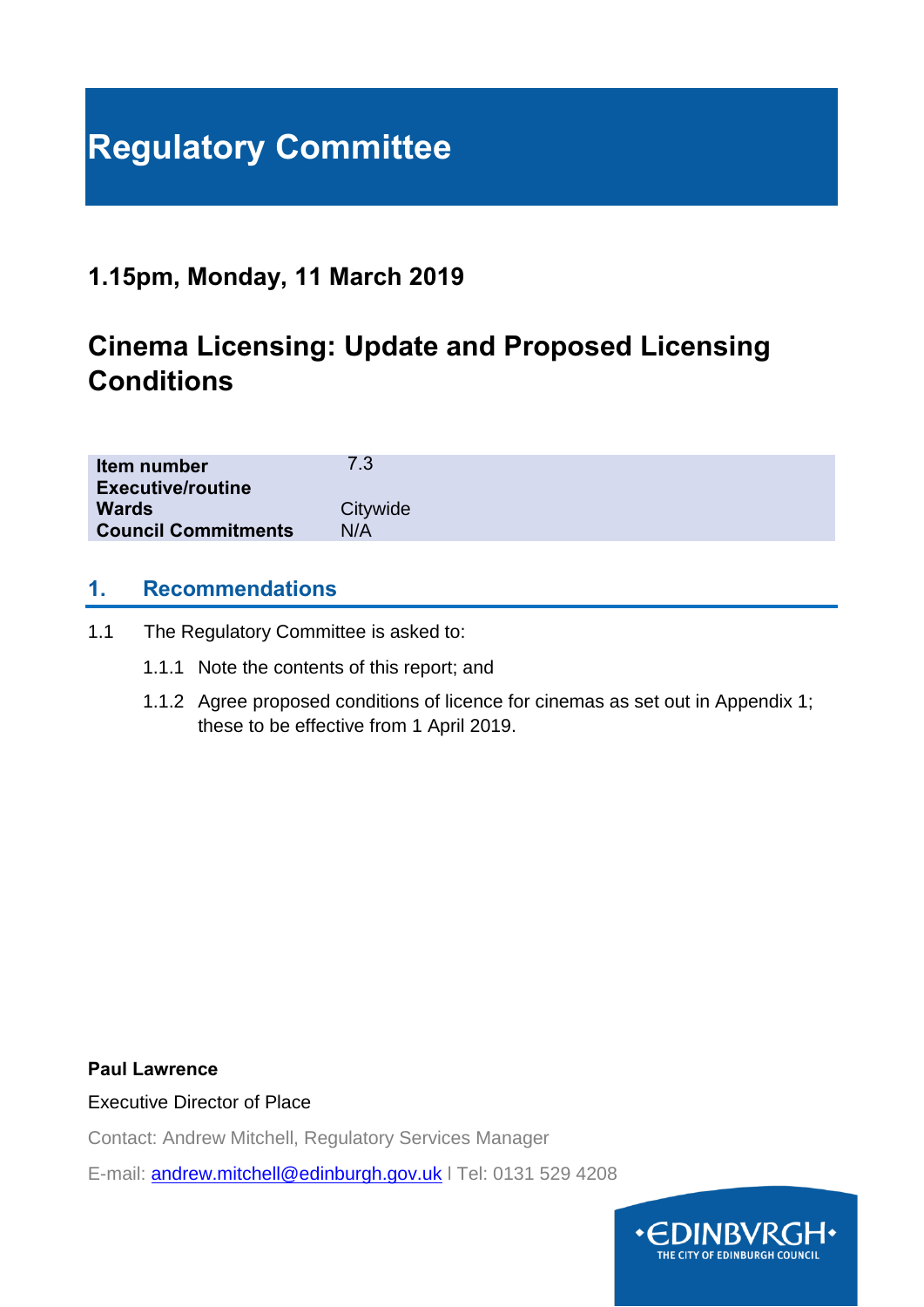# Regulatory Committee

## 1.15pm, Monday, 11 March 2019

## Cinema Licensing: Update and Proposed Licensing Conditions

| | |
|---|---|
| **Item number** | 7.3 |
| **Executive/routine** | |
| **Wards** | Citywide |
| **Council Commitments** | N/A |

## 1. Recommendations

1.1 The Regulatory Committee is asked to:

1.1.1 Note the contents of this report; and

1.1.2 Agree proposed conditions of licence for cinemas as set out in Appendix 1; these to be effective from 1 April 2019.

**Paul Lawrence**

Executive Director of Place

Contact: Andrew Mitchell, Regulatory Services Manager

E-mail: andrew.mitchell@edinburgh.gov.uk | Tel: 0131 529 4208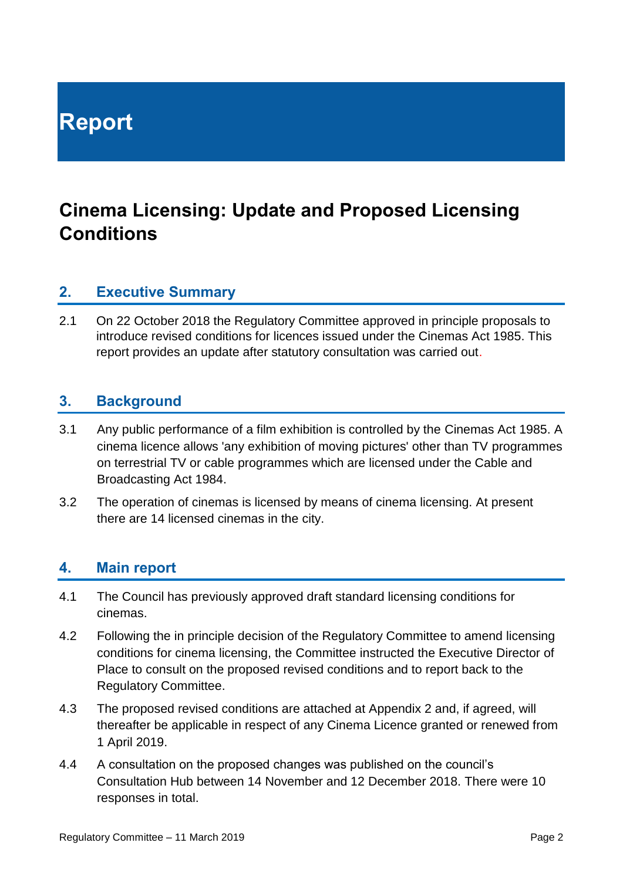# Report

## Cinema Licensing: Update and Proposed Licensing Conditions

### 2. Executive Summary

2.1 On 22 October 2018 the Regulatory Committee approved in principle proposals to introduce revised conditions for licences issued under the Cinemas Act 1985. This report provides an update after statutory consultation was carried out.

### 3. Background

3.1 Any public performance of a film exhibition is controlled by the Cinemas Act 1985. A cinema licence allows 'any exhibition of moving pictures' other than TV programmes on terrestrial TV or cable programmes which are licensed under the Cable and Broadcasting Act 1984.

3.2 The operation of cinemas is licensed by means of cinema licensing. At present there are 14 licensed cinemas in the city.

### 4. Main report

4.1 The Council has previously approved draft standard licensing conditions for cinemas.

4.2 Following the in principle decision of the Regulatory Committee to amend licensing conditions for cinema licensing, the Committee instructed the Executive Director of Place to consult on the proposed revised conditions and to report back to the Regulatory Committee.

4.3 The proposed revised conditions are attached at Appendix 2 and, if agreed, will thereafter be applicable in respect of any Cinema Licence granted or renewed from 1 April 2019.

4.4 A consultation on the proposed changes was published on the council's Consultation Hub between 14 November and 12 December 2018. There were 10 responses in total.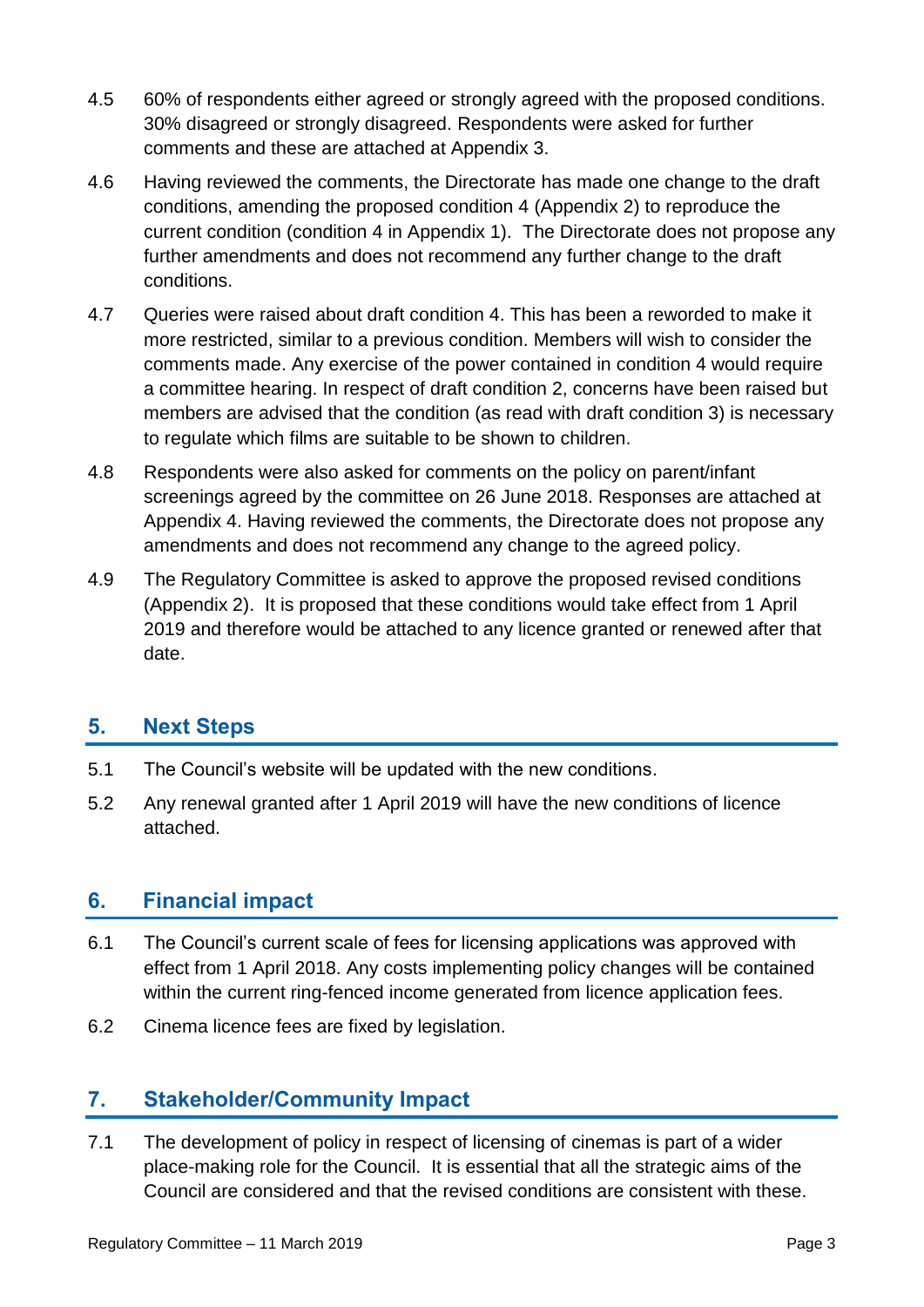4.5 60% of respondents either agreed or strongly agreed with the proposed conditions. 30% disagreed or strongly disagreed. Respondents were asked for further comments and these are attached at Appendix 3.

4.6 Having reviewed the comments, the Directorate has made one change to the draft conditions, amending the proposed condition 4 (Appendix 2) to reproduce the current condition (condition 4 in Appendix 1). The Directorate does not propose any further amendments and does not recommend any further change to the draft conditions.

4.7 Queries were raised about draft condition 4. This has been a reworded to make it more restricted, similar to a previous condition. Members will wish to consider the comments made. Any exercise of the power contained in condition 4 would require a committee hearing. In respect of draft condition 2, concerns have been raised but members are advised that the condition (as read with draft condition 3) is necessary to regulate which films are suitable to be shown to children.

4.8 Respondents were also asked for comments on the policy on parent/infant screenings agreed by the committee on 26 June 2018. Responses are attached at Appendix 4. Having reviewed the comments, the Directorate does not propose any amendments and does not recommend any change to the agreed policy.

4.9 The Regulatory Committee is asked to approve the proposed revised conditions (Appendix 2). It is proposed that these conditions would take effect from 1 April 2019 and therefore would be attached to any licence granted or renewed after that date.

## 5. Next Steps

5.1 The Council's website will be updated with the new conditions.

5.2 Any renewal granted after 1 April 2019 will have the new conditions of licence attached.

## 6. Financial impact

6.1 The Council's current scale of fees for licensing applications was approved with effect from 1 April 2018. Any costs implementing policy changes will be contained within the current ring-fenced income generated from licence application fees.

6.2 Cinema licence fees are fixed by legislation.

## 7. Stakeholder/Community Impact

7.1 The development of policy in respect of licensing of cinemas is part of a wider place-making role for the Council. It is essential that all the strategic aims of the Council are considered and that the revised conditions are consistent with these.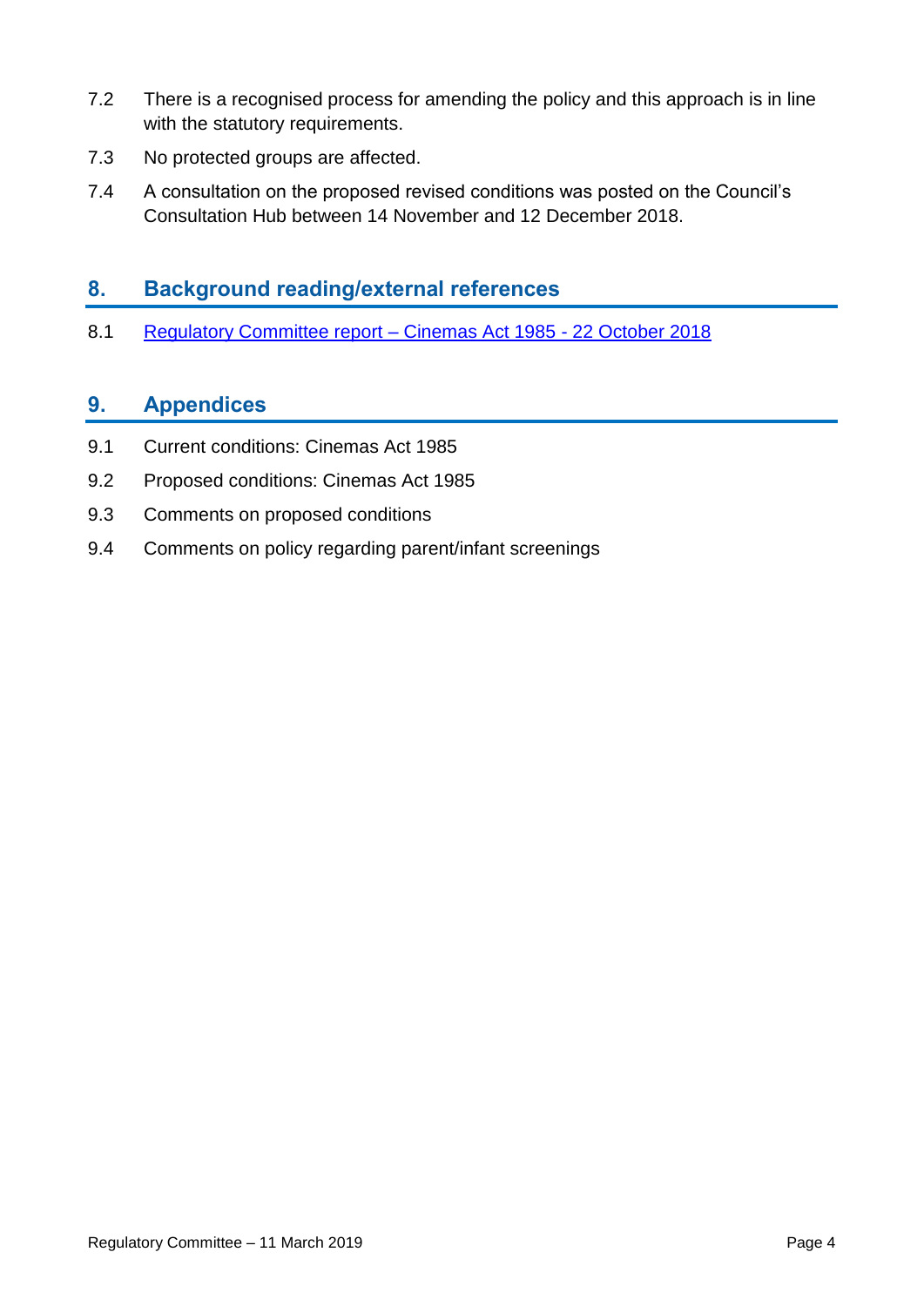7.2 There is a recognised process for amending the policy and this approach is in line with the statutory requirements.

7.3 No protected groups are affected.

7.4 A consultation on the proposed revised conditions was posted on the Council's Consultation Hub between 14 November and 12 December 2018.

## 8. Background reading/external references

8.1 Regulatory Committee report – Cinemas Act 1985 - 22 October 2018

## 9. Appendices

9.1 Current conditions: Cinemas Act 1985

9.2 Proposed conditions: Cinemas Act 1985

9.3 Comments on proposed conditions

9.4 Comments on policy regarding parent/infant screenings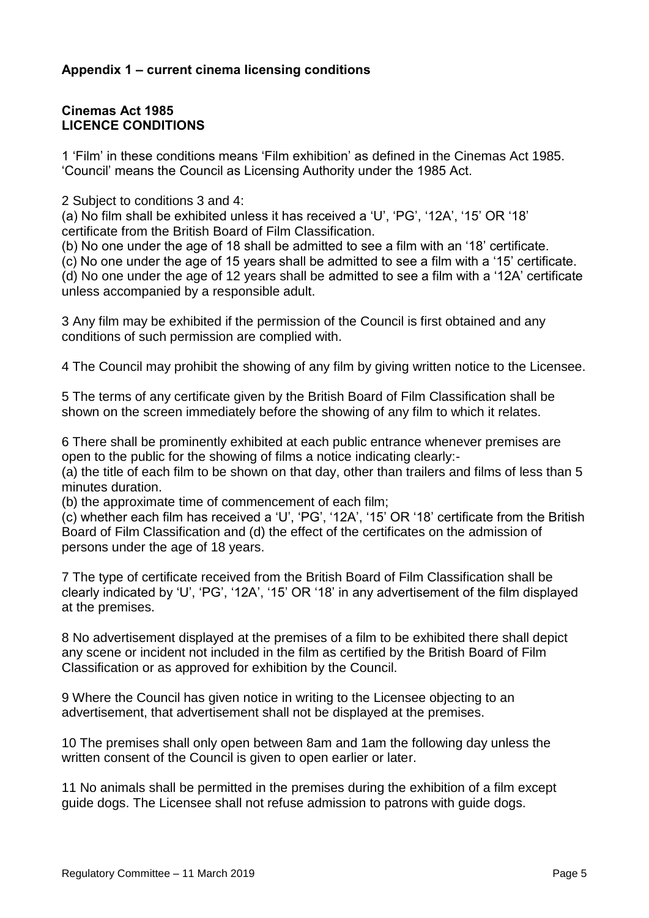## Appendix 1 – current cinema licensing conditions

### Cinemas Act 1985
### LICENCE CONDITIONS

1 'Film' in these conditions means 'Film exhibition' as defined in the Cinemas Act 1985. 'Council' means the Council as Licensing Authority under the 1985 Act.

2 Subject to conditions 3 and 4:
(a) No film shall be exhibited unless it has received a 'U', 'PG', '12A', '15' OR '18' certificate from the British Board of Film Classification.
(b) No one under the age of 18 shall be admitted to see a film with an '18' certificate.
(c) No one under the age of 15 years shall be admitted to see a film with a '15' certificate.
(d) No one under the age of 12 years shall be admitted to see a film with a '12A' certificate unless accompanied by a responsible adult.

3 Any film may be exhibited if the permission of the Council is first obtained and any conditions of such permission are complied with.

4 The Council may prohibit the showing of any film by giving written notice to the Licensee.

5 The terms of any certificate given by the British Board of Film Classification shall be shown on the screen immediately before the showing of any film to which it relates.

6 There shall be prominently exhibited at each public entrance whenever premises are open to the public for the showing of films a notice indicating clearly:-
(a) the title of each film to be shown on that day, other than trailers and films of less than 5 minutes duration.
(b) the approximate time of commencement of each film;
(c) whether each film has received a 'U', 'PG', '12A', '15' OR '18' certificate from the British Board of Film Classification and (d) the effect of the certificates on the admission of persons under the age of 18 years.

7 The type of certificate received from the British Board of Film Classification shall be clearly indicated by 'U', 'PG', '12A', '15' OR '18' in any advertisement of the film displayed at the premises.

8 No advertisement displayed at the premises of a film to be exhibited there shall depict any scene or incident not included in the film as certified by the British Board of Film Classification or as approved for exhibition by the Council.

9 Where the Council has given notice in writing to the Licensee objecting to an advertisement, that advertisement shall not be displayed at the premises.

10 The premises shall only open between 8am and 1am the following day unless the written consent of the Council is given to open earlier or later.

11 No animals shall be permitted in the premises during the exhibition of a film except guide dogs. The Licensee shall not refuse admission to patrons with guide dogs.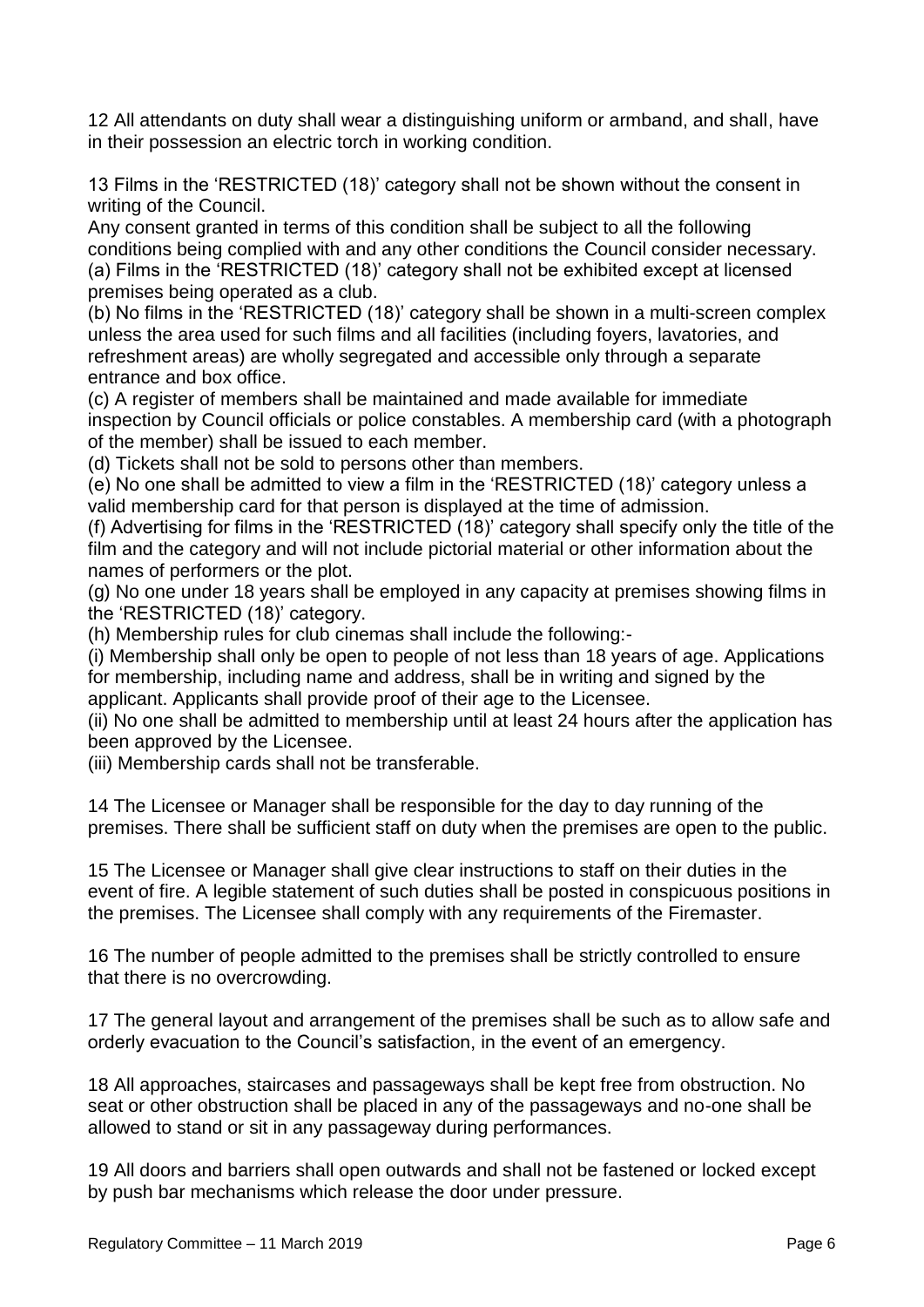12 All attendants on duty shall wear a distinguishing uniform or armband, and shall, have in their possession an electric torch in working condition.

13 Films in the 'RESTRICTED (18)' category shall not be shown without the consent in writing of the Council.

Any consent granted in terms of this condition shall be subject to all the following conditions being complied with and any other conditions the Council consider necessary.

(a) Films in the 'RESTRICTED (18)' category shall not be exhibited except at licensed premises being operated as a club.

(b) No films in the 'RESTRICTED (18)' category shall be shown in a multi-screen complex unless the area used for such films and all facilities (including foyers, lavatories, and refreshment areas) are wholly segregated and accessible only through a separate entrance and box office.

(c) A register of members shall be maintained and made available for immediate inspection by Council officials or police constables. A membership card (with a photograph of the member) shall be issued to each member.

(d) Tickets shall not be sold to persons other than members.

(e) No one shall be admitted to view a film in the 'RESTRICTED (18)' category unless a valid membership card for that person is displayed at the time of admission.

(f) Advertising for films in the 'RESTRICTED (18)' category shall specify only the title of the film and the category and will not include pictorial material or other information about the names of performers or the plot.

(g) No one under 18 years shall be employed in any capacity at premises showing films in the 'RESTRICTED (18)' category.

(h) Membership rules for club cinemas shall include the following:-

(i) Membership shall only be open to people of not less than 18 years of age. Applications for membership, including name and address, shall be in writing and signed by the applicant. Applicants shall provide proof of their age to the Licensee.

(ii) No one shall be admitted to membership until at least 24 hours after the application has been approved by the Licensee.

(iii) Membership cards shall not be transferable.

14 The Licensee or Manager shall be responsible for the day to day running of the premises. There shall be sufficient staff on duty when the premises are open to the public.

15 The Licensee or Manager shall give clear instructions to staff on their duties in the event of fire. A legible statement of such duties shall be posted in conspicuous positions in the premises. The Licensee shall comply with any requirements of the Firemaster.

16 The number of people admitted to the premises shall be strictly controlled to ensure that there is no overcrowding.

17 The general layout and arrangement of the premises shall be such as to allow safe and orderly evacuation to the Council's satisfaction, in the event of an emergency.

18 All approaches, staircases and passageways shall be kept free from obstruction. No seat or other obstruction shall be placed in any of the passageways and no-one shall be allowed to stand or sit in any passageway during performances.

19 All doors and barriers shall open outwards and shall not be fastened or locked except by push bar mechanisms which release the door under pressure.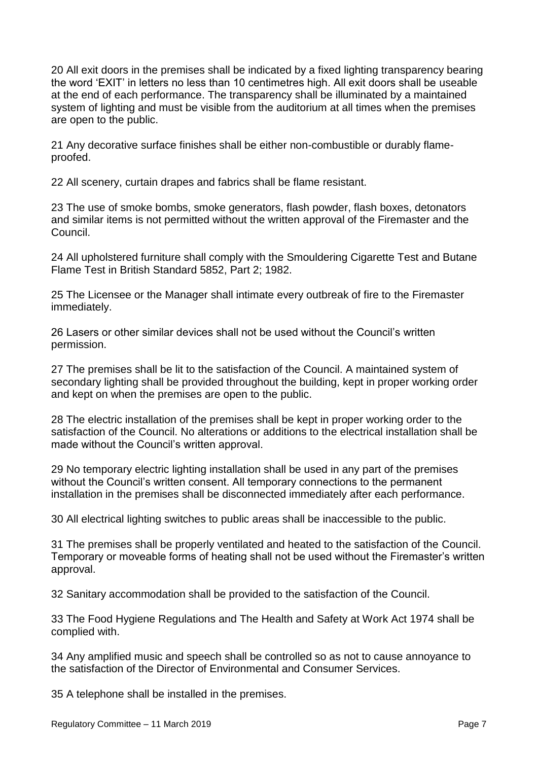20 All exit doors in the premises shall be indicated by a fixed lighting transparency bearing the word 'EXIT' in letters no less than 10 centimetres high. All exit doors shall be useable at the end of each performance. The transparency shall be illuminated by a maintained system of lighting and must be visible from the auditorium at all times when the premises are open to the public.

21 Any decorative surface finishes shall be either non-combustible or durably flame-proofed.

22 All scenery, curtain drapes and fabrics shall be flame resistant.

23 The use of smoke bombs, smoke generators, flash powder, flash boxes, detonators and similar items is not permitted without the written approval of the Firemaster and the Council.

24 All upholstered furniture shall comply with the Smouldering Cigarette Test and Butane Flame Test in British Standard 5852, Part 2; 1982.

25 The Licensee or the Manager shall intimate every outbreak of fire to the Firemaster immediately.

26 Lasers or other similar devices shall not be used without the Council's written permission.

27 The premises shall be lit to the satisfaction of the Council. A maintained system of secondary lighting shall be provided throughout the building, kept in proper working order and kept on when the premises are open to the public.

28 The electric installation of the premises shall be kept in proper working order to the satisfaction of the Council. No alterations or additions to the electrical installation shall be made without the Council's written approval.

29 No temporary electric lighting installation shall be used in any part of the premises without the Council's written consent. All temporary connections to the permanent installation in the premises shall be disconnected immediately after each performance.

30 All electrical lighting switches to public areas shall be inaccessible to the public.

31 The premises shall be properly ventilated and heated to the satisfaction of the Council. Temporary or moveable forms of heating shall not be used without the Firemaster's written approval.

32 Sanitary accommodation shall be provided to the satisfaction of the Council.

33 The Food Hygiene Regulations and The Health and Safety at Work Act 1974 shall be complied with.

34 Any amplified music and speech shall be controlled so as not to cause annoyance to the satisfaction of the Director of Environmental and Consumer Services.

35 A telephone shall be installed in the premises.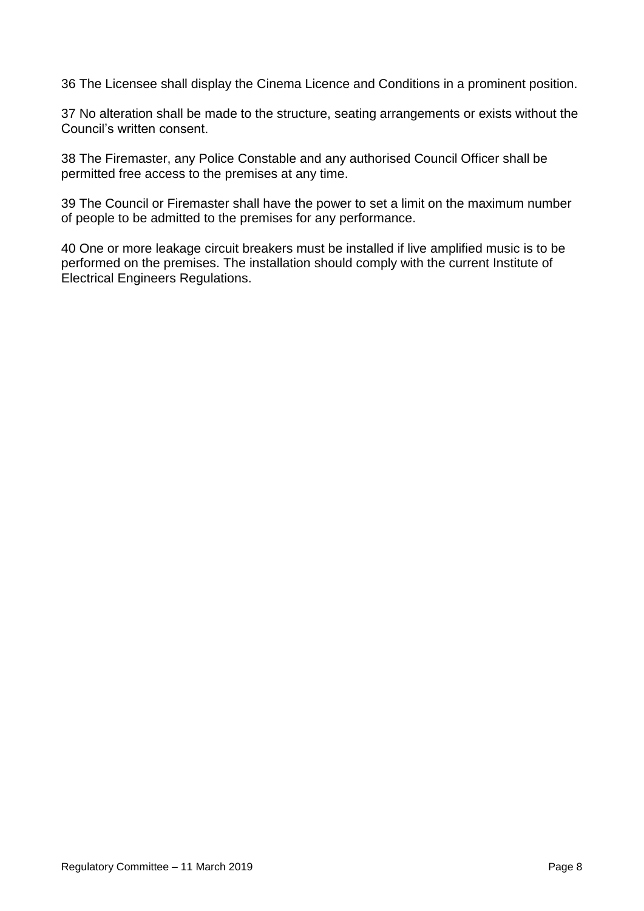36 The Licensee shall display the Cinema Licence and Conditions in a prominent position.

37 No alteration shall be made to the structure, seating arrangements or exists without the Council's written consent.

38 The Firemaster, any Police Constable and any authorised Council Officer shall be permitted free access to the premises at any time.

39 The Council or Firemaster shall have the power to set a limit on the maximum number of people to be admitted to the premises for any performance.

40 One or more leakage circuit breakers must be installed if live amplified music is to be performed on the premises. The installation should comply with the current Institute of Electrical Engineers Regulations.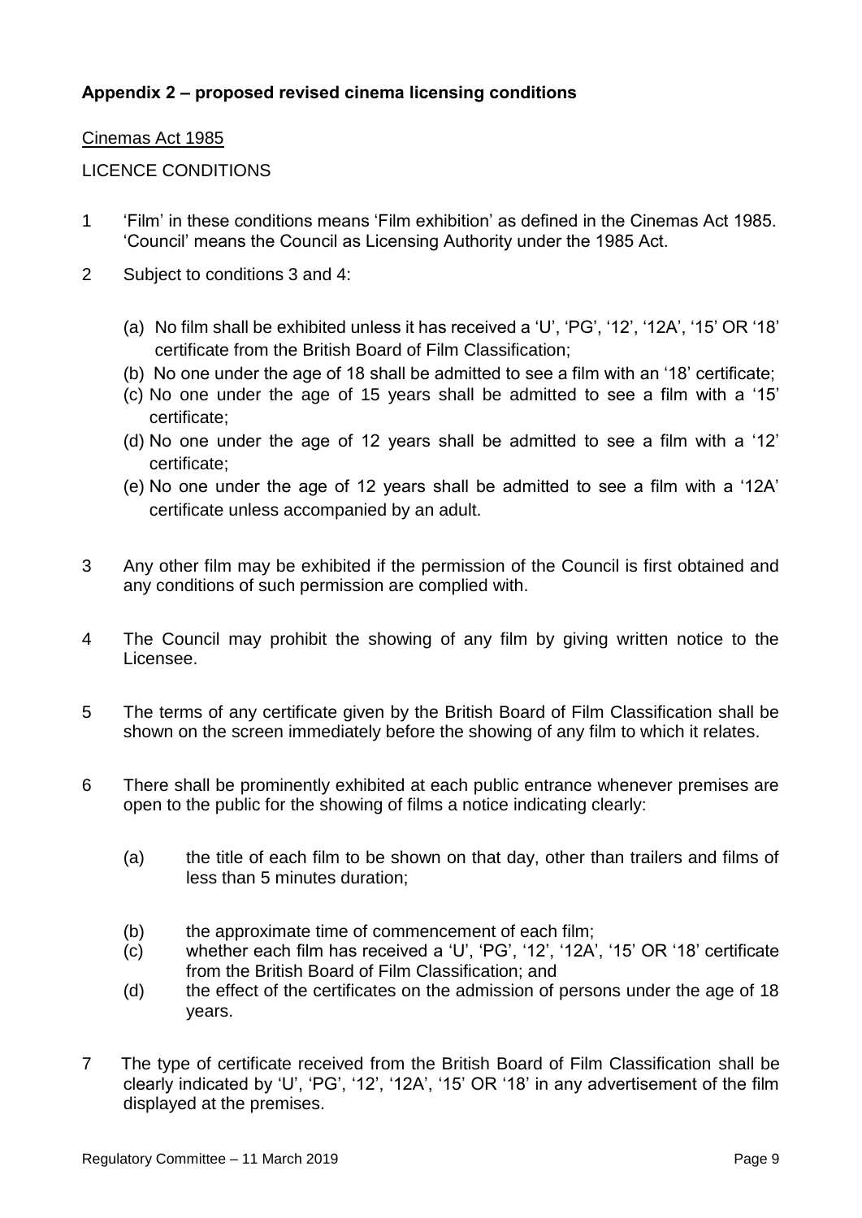**Appendix 2 – proposed revised cinema licensing conditions**

Cinemas Act 1985

LICENCE CONDITIONS

1 'Film' in these conditions means 'Film exhibition' as defined in the Cinemas Act 1985. 'Council' means the Council as Licensing Authority under the 1985 Act.

2 Subject to conditions 3 and 4:

   (a) No film shall be exhibited unless it has received a 'U', 'PG', '12', '12A', '15' OR '18' certificate from the British Board of Film Classification;
   (b) No one under the age of 18 shall be admitted to see a film with an '18' certificate;
   (c) No one under the age of 15 years shall be admitted to see a film with a '15' certificate;
   (d) No one under the age of 12 years shall be admitted to see a film with a '12' certificate;
   (e) No one under the age of 12 years shall be admitted to see a film with a '12A' certificate unless accompanied by an adult.

3 Any other film may be exhibited if the permission of the Council is first obtained and any conditions of such permission are complied with.

4 The Council may prohibit the showing of any film by giving written notice to the Licensee.

5 The terms of any certificate given by the British Board of Film Classification shall be shown on the screen immediately before the showing of any film to which it relates.

6 There shall be prominently exhibited at each public entrance whenever premises are open to the public for the showing of films a notice indicating clearly:

   (a) the title of each film to be shown on that day, other than trailers and films of less than 5 minutes duration;
   (b) the approximate time of commencement of each film;
   (c) whether each film has received a 'U', 'PG', '12', '12A', '15' OR '18' certificate from the British Board of Film Classification; and
   (d) the effect of the certificates on the admission of persons under the age of 18 years.

7 The type of certificate received from the British Board of Film Classification shall be clearly indicated by 'U', 'PG', '12', '12A', '15' OR '18' in any advertisement of the film displayed at the premises.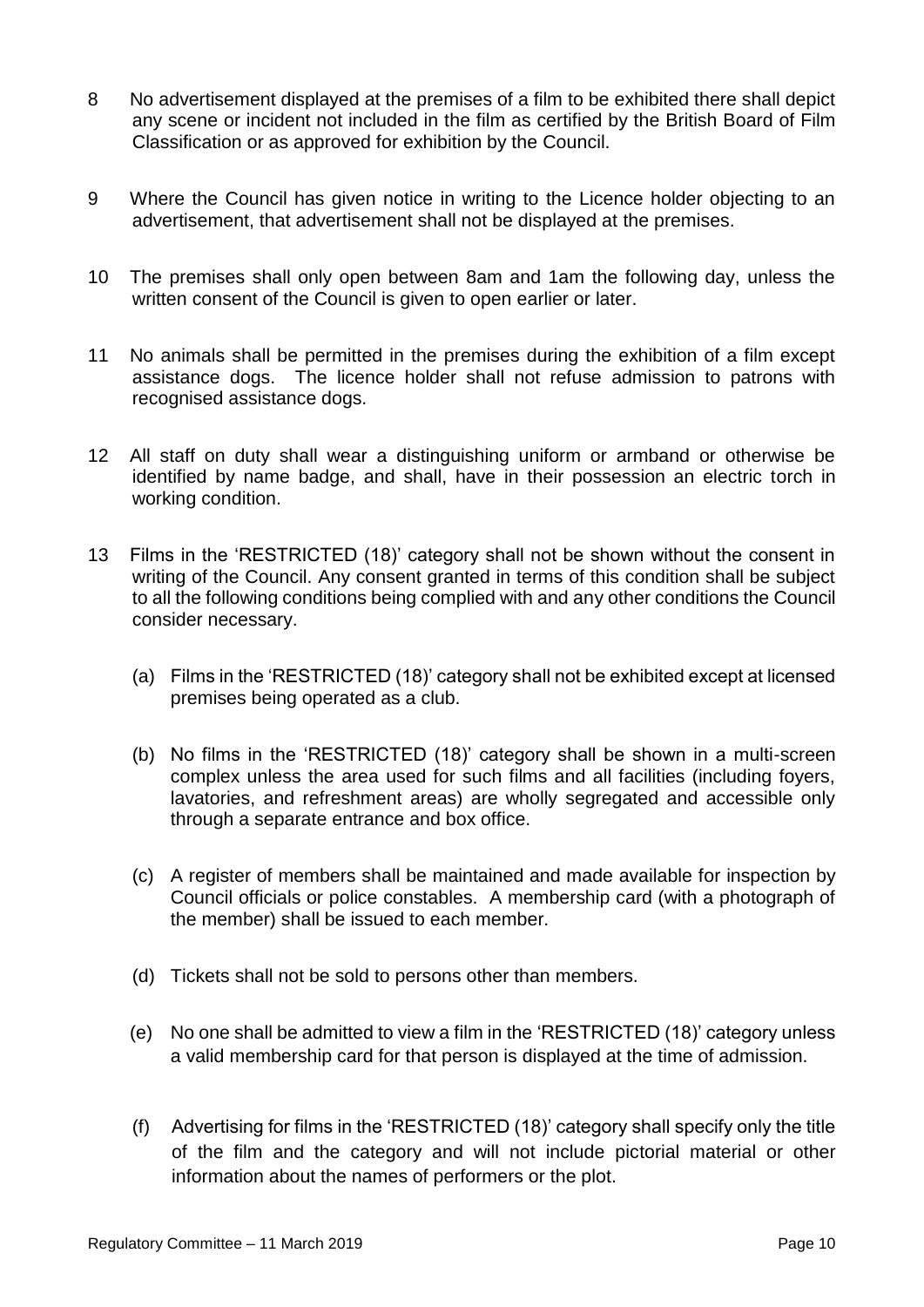8 No advertisement displayed at the premises of a film to be exhibited there shall depict any scene or incident not included in the film as certified by the British Board of Film Classification or as approved for exhibition by the Council.

9 Where the Council has given notice in writing to the Licence holder objecting to an advertisement, that advertisement shall not be displayed at the premises.

10 The premises shall only open between 8am and 1am the following day, unless the written consent of the Council is given to open earlier or later.

11 No animals shall be permitted in the premises during the exhibition of a film except assistance dogs. The licence holder shall not refuse admission to patrons with recognised assistance dogs.

12 All staff on duty shall wear a distinguishing uniform or armband or otherwise be identified by name badge, and shall, have in their possession an electric torch in working condition.

13 Films in the 'RESTRICTED (18)' category shall not be shown without the consent in writing of the Council. Any consent granted in terms of this condition shall be subject to all the following conditions being complied with and any other conditions the Council consider necessary.

   (a) Films in the 'RESTRICTED (18)' category shall not be exhibited except at licensed premises being operated as a club.

   (b) No films in the 'RESTRICTED (18)' category shall be shown in a multi-screen complex unless the area used for such films and all facilities (including foyers, lavatories, and refreshment areas) are wholly segregated and accessible only through a separate entrance and box office.

   (c) A register of members shall be maintained and made available for inspection by Council officials or police constables. A membership card (with a photograph of the member) shall be issued to each member.

   (d) Tickets shall not be sold to persons other than members.

   (e) No one shall be admitted to view a film in the 'RESTRICTED (18)' category unless a valid membership card for that person is displayed at the time of admission.

   (f) Advertising for films in the 'RESTRICTED (18)' category shall specify only the title of the film and the category and will not include pictorial material or other information about the names of performers or the plot.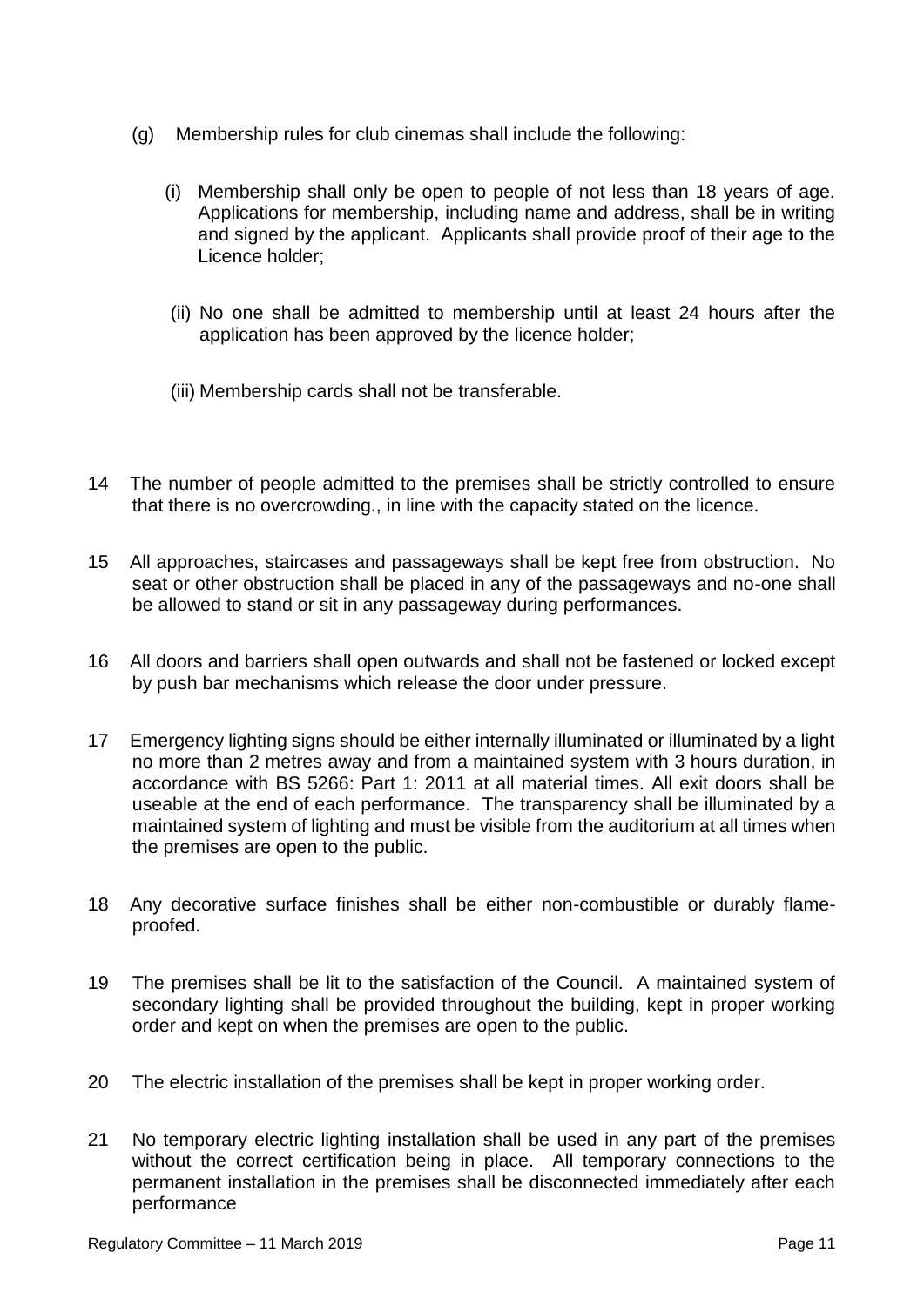(g) Membership rules for club cinemas shall include the following:

   (i) Membership shall only be open to people of not less than 18 years of age. Applications for membership, including name and address, shall be in writing and signed by the applicant. Applicants shall provide proof of their age to the Licence holder;

   (ii) No one shall be admitted to membership until at least 24 hours after the application has been approved by the licence holder;

   (iii) Membership cards shall not be transferable.

14 The number of people admitted to the premises shall be strictly controlled to ensure that there is no overcrowding., in line with the capacity stated on the licence.

15 All approaches, staircases and passageways shall be kept free from obstruction. No seat or other obstruction shall be placed in any of the passageways and no-one shall be allowed to stand or sit in any passageway during performances.

16 All doors and barriers shall open outwards and shall not be fastened or locked except by push bar mechanisms which release the door under pressure.

17 Emergency lighting signs should be either internally illuminated or illuminated by a light no more than 2 metres away and from a maintained system with 3 hours duration, in accordance with BS 5266: Part 1: 2011 at all material times. All exit doors shall be useable at the end of each performance. The transparency shall be illuminated by a maintained system of lighting and must be visible from the auditorium at all times when the premises are open to the public.

18 Any decorative surface finishes shall be either non-combustible or durably flame-proofed.

19 The premises shall be lit to the satisfaction of the Council. A maintained system of secondary lighting shall be provided throughout the building, kept in proper working order and kept on when the premises are open to the public.

20 The electric installation of the premises shall be kept in proper working order.

21 No temporary electric lighting installation shall be used in any part of the premises without the correct certification being in place. All temporary connections to the permanent installation in the premises shall be disconnected immediately after each performance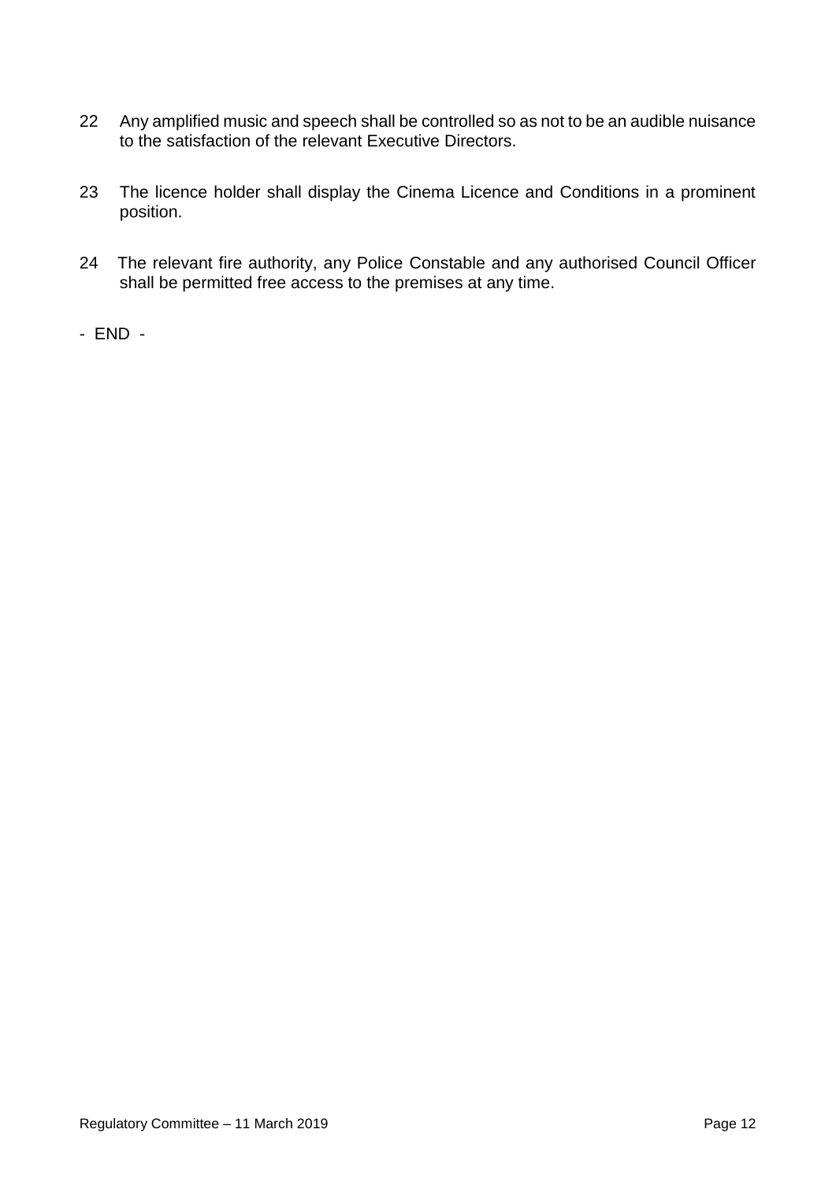22 Any amplified music and speech shall be controlled so as not to be an audible nuisance to the satisfaction of the relevant Executive Directors.

23 The licence holder shall display the Cinema Licence and Conditions in a prominent position.

24 The relevant fire authority, any Police Constable and any authorised Council Officer shall be permitted free access to the premises at any time.

- END -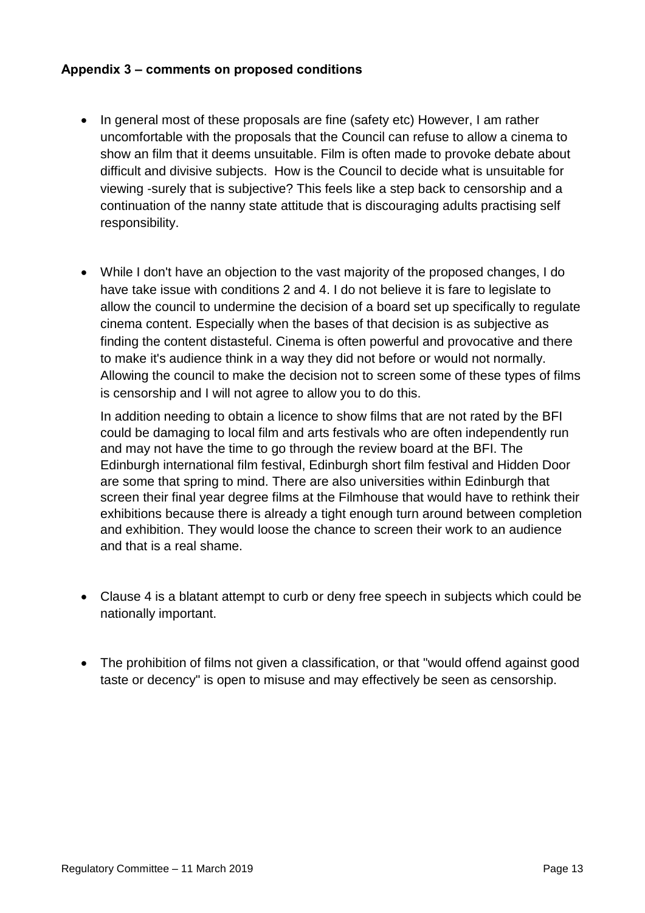**Appendix 3 – comments on proposed conditions**

- In general most of these proposals are fine (safety etc) However, I am rather uncomfortable with the proposals that the Council can refuse to allow a cinema to show an film that it deems unsuitable. Film is often made to provoke debate about difficult and divisive subjects. How is the Council to decide what is unsuitable for viewing -surely that is subjective? This feels like a step back to censorship and a continuation of the nanny state attitude that is discouraging adults practising self responsibility.

- While I don't have an objection to the vast majority of the proposed changes, I do have take issue with conditions 2 and 4. I do not believe it is fare to legislate to allow the council to undermine the decision of a board set up specifically to regulate cinema content. Especially when the bases of that decision is as subjective as finding the content distasteful. Cinema is often powerful and provocative and there to make it's audience think in a way they did not before or would not normally. Allowing the council to make the decision not to screen some of these types of films is censorship and I will not agree to allow you to do this.

  In addition needing to obtain a licence to show films that are not rated by the BFI could be damaging to local film and arts festivals who are often independently run and may not have the time to go through the review board at the BFI. The Edinburgh international film festival, Edinburgh short film festival and Hidden Door are some that spring to mind. There are also universities within Edinburgh that screen their final year degree films at the Filmhouse that would have to rethink their exhibitions because there is already a tight enough turn around between completion and exhibition. They would loose the chance to screen their work to an audience and that is a real shame.

- Clause 4 is a blatant attempt to curb or deny free speech in subjects which could be nationally important.

- The prohibition of films not given a classification, or that "would offend against good taste or decency" is open to misuse and may effectively be seen as censorship.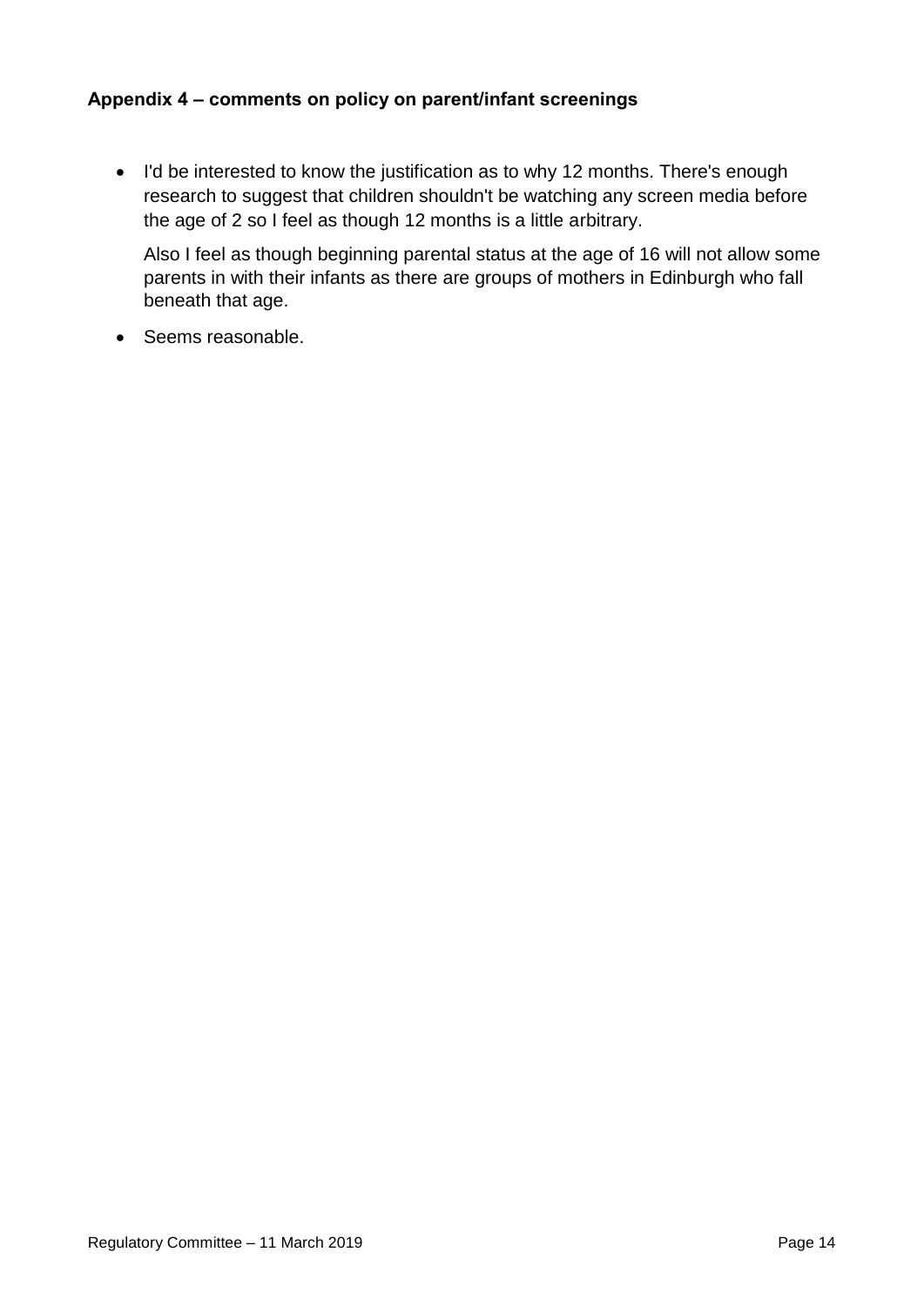**Appendix 4 – comments on policy on parent/infant screenings**

- I'd be interested to know the justification as to why 12 months. There's enough research to suggest that children shouldn't be watching any screen media before the age of 2 so I feel as though 12 months is a little arbitrary.

  Also I feel as though beginning parental status at the age of 16 will not allow some parents in with their infants as there are groups of mothers in Edinburgh who fall beneath that age.

- Seems reasonable.